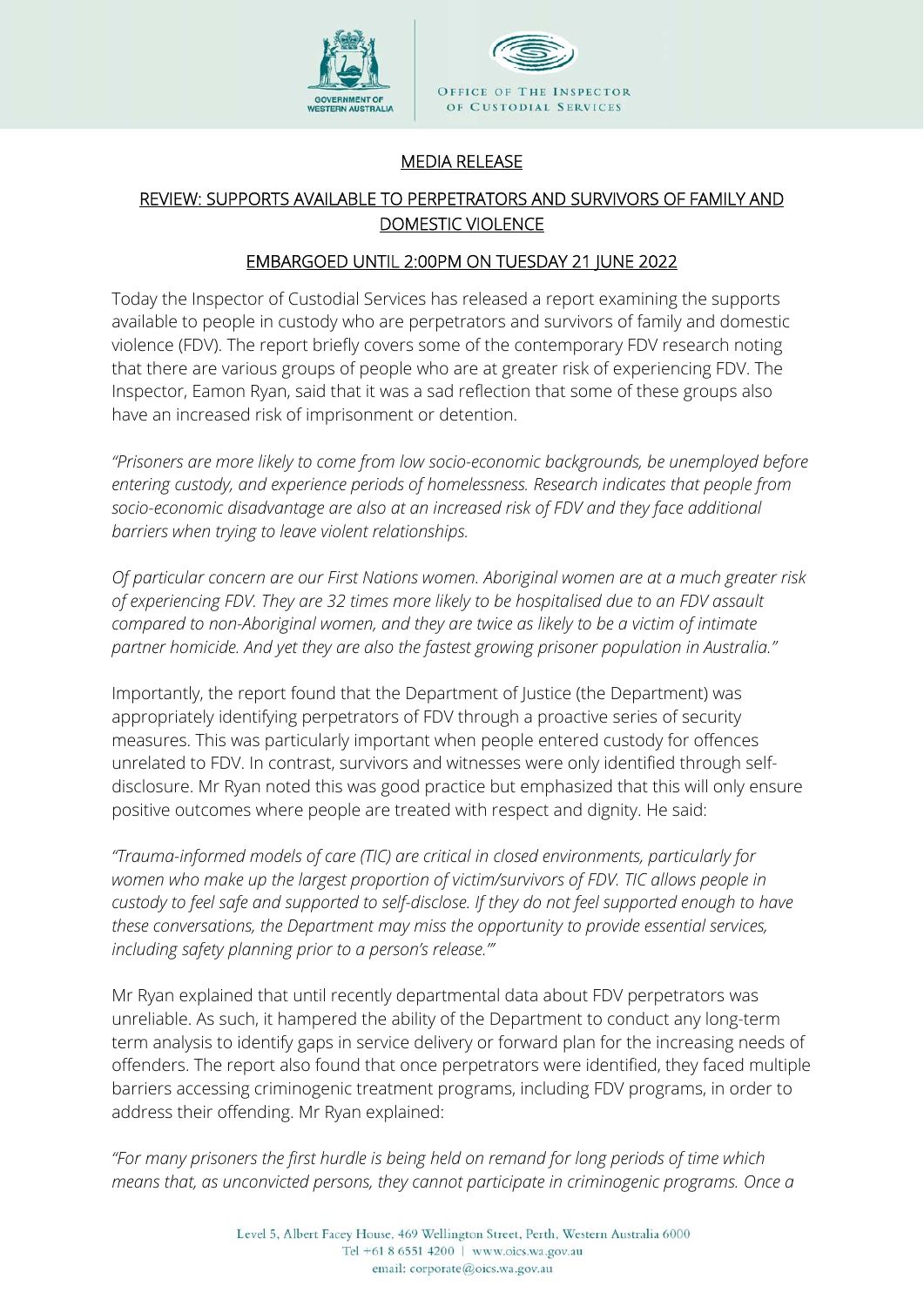MEDIA RELEASE

REVIEW: SUPPORTS AVAILABLE TO PERPETRATORS AND SURVIVORS OF FAMILY AND DOMESTIC VIOLENCE

EMBARGOED UNTIL 2:00PM ON TUESDAY 21 JUNE 2022

Today the Inspector of Custodial Services has released a report examining the supports available to people in custody who are perpetrators and survivors of family and domestic violence (FDV). The report briefly covers some of the contemporary FDV research noting that there are various groups of people who are at greater risk of experiencing FDV. The Inspector, Eamon Ryan, said that it was a sad reflection that some of these groups also have an increased risk of imprisonment or detention.

*"Prisoners are more likely to come from low socio-economic backgrounds, be unemployed before entering custody, and experience periods of homelessness. Research indicates that people from socio-economic disadvantage are also at an increased risk of FDV and they face additional barriers when trying to leave violent relationships.*

*Of particular concern are our First Nations women. Aboriginal women are at a much greater risk of experiencing FDV. They are 32 times more likely to be hospitalised due to an FDV assault compared to non-Aboriginal women, and they are twice as likely to be a victim of intimate partner homicide. And yet they are also the fastest growing prisoner population in Australia."*

Importantly, the report found that the Department of Justice (the Department) was appropriately identifying perpetrators of FDV through a proactive series of security measures. This was particularly important when people entered custody for offences unrelated to FDV. In contrast, survivors and witnesses were only identified through self-disclosure. Mr Ryan noted this was good practice but emphasized that this will only ensure positive outcomes where people are treated with respect and dignity. He said:

*"Trauma-informed models of care (TIC) are critical in closed environments, particularly for women who make up the largest proportion of victim/survivors of FDV. TIC allows people in custody to feel safe and supported to self-disclose. If they do not feel supported enough to have these conversations, the Department may miss the opportunity to provide essential services, including safety planning prior to a person's release.'"*

Mr Ryan explained that until recently departmental data about FDV perpetrators was unreliable. As such, it hampered the ability of the Department to conduct any long-term term analysis to identify gaps in service delivery or forward plan for the increasing needs of offenders. The report also found that once perpetrators were identified, they faced multiple barriers accessing criminogenic treatment programs, including FDV programs, in order to address their offending. Mr Ryan explained:

*"For many prisoners the first hurdle is being held on remand for long periods of time which means that, as unconvicted persons, they cannot participate in criminogenic programs. Once a*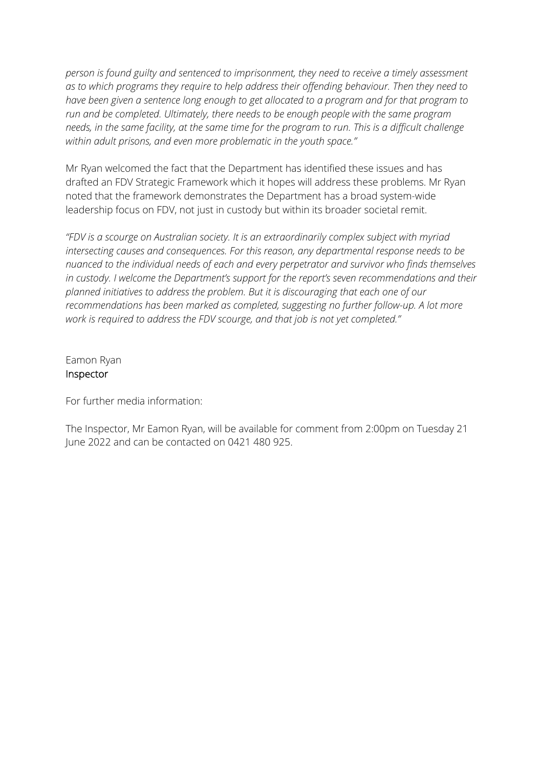*person is found guilty and sentenced to imprisonment, they need to receive a timely assessment as to which programs they require to help address their offending behaviour. Then they need to have been given a sentence long enough to get allocated to a program and for that program to run and be completed. Ultimately, there needs to be enough people with the same program needs, in the same facility, at the same time for the program to run. This is a difficult challenge within adult prisons, and even more problematic in the youth space."*

Mr Ryan welcomed the fact that the Department has identified these issues and has drafted an FDV Strategic Framework which it hopes will address these problems. Mr Ryan noted that the framework demonstrates the Department has a broad system-wide leadership focus on FDV, not just in custody but within its broader societal remit.

*"FDV is a scourge on Australian society. It is an extraordinarily complex subject with myriad intersecting causes and consequences. For this reason, any departmental response needs to be nuanced to the individual needs of each and every perpetrator and survivor who finds themselves in custody. I welcome the Department's support for the report's seven recommendations and their planned initiatives to address the problem. But it is discouraging that each one of our recommendations has been marked as completed, suggesting no further follow-up. A lot more work is required to address the FDV scourge, and that job is not yet completed."*

Eamon Ryan
Inspector

For further media information:

The Inspector, Mr Eamon Ryan, will be available for comment from 2:00pm on Tuesday 21 June 2022 and can be contacted on 0421 480 925.